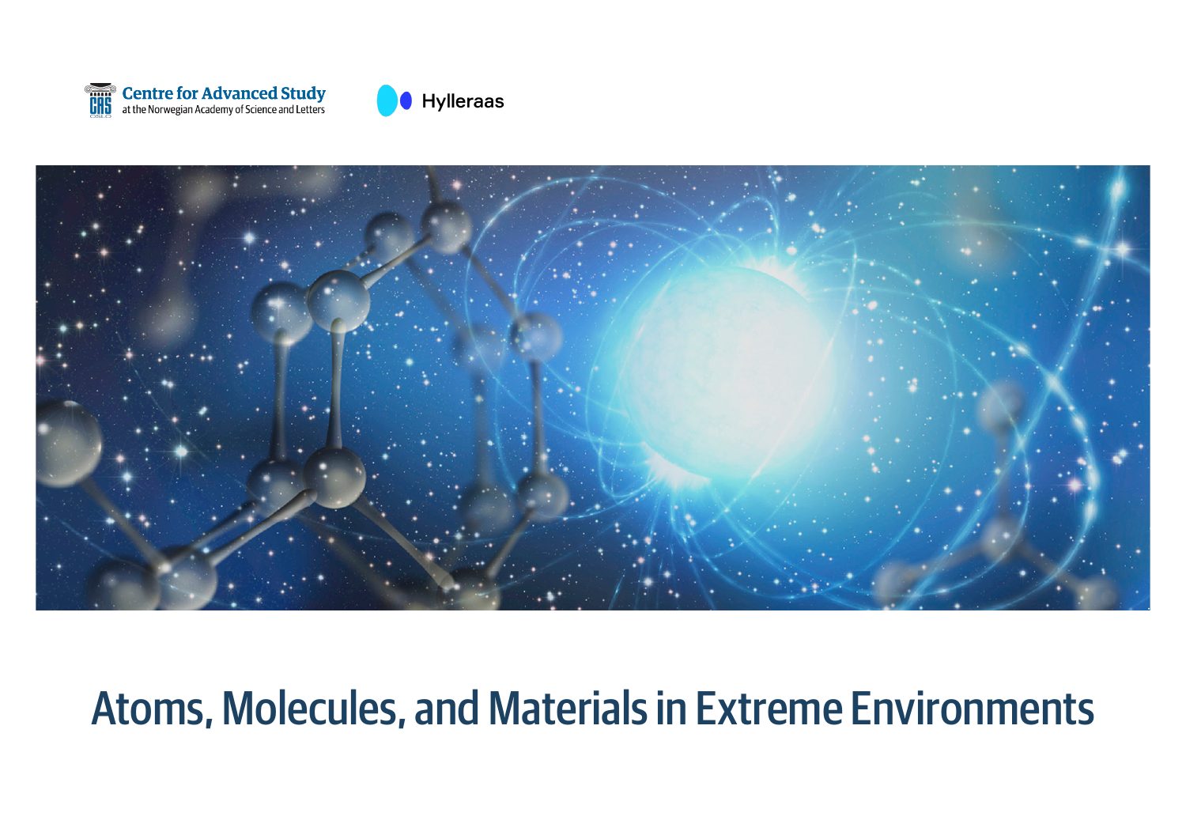Centre for Advanced Study
at the Norwegian Academy of Science and Letters

Hylleraas

# Atoms, Molecules, and Materials in Extreme Environments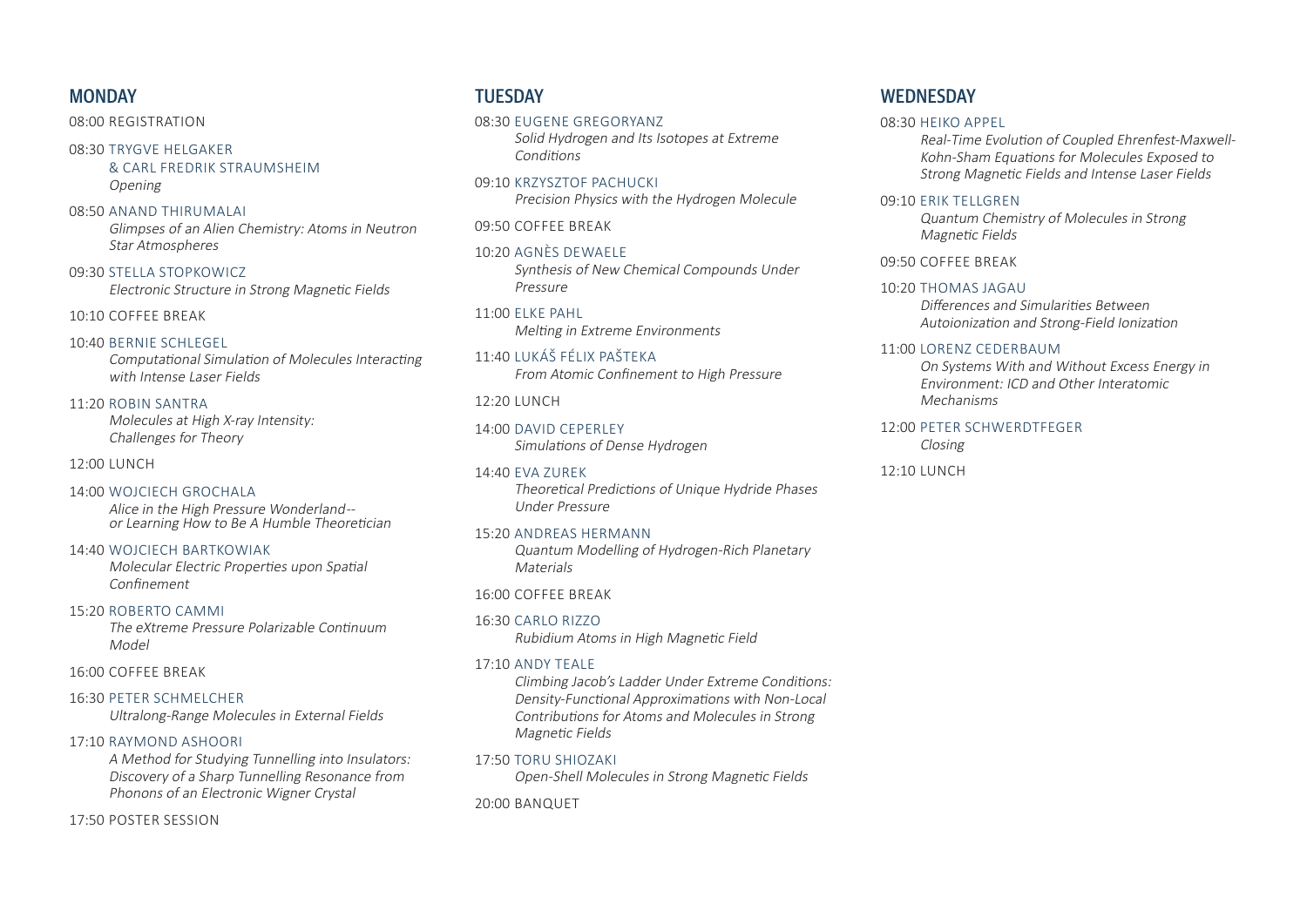## MONDAY

08:00 REGISTRATION

08:30 TRYGVE HELGAKER & CARL FREDRIK STRAUMSHEIM
*Opening*

08:50 ANAND THIRUMALAI
*Glimpses of an Alien Chemistry: Atoms in Neutron Star Atmospheres*

09:30 STELLA STOPKOWICZ
*Electronic Structure in Strong Magnetic Fields*

10:10 COFFEE BREAK

10:40 BERNIE SCHLEGEL
*Computational Simulation of Molecules Interacting with Intense Laser Fields*

11:20 ROBIN SANTRA
*Molecules at High X-ray Intensity: Challenges for Theory*

12:00 LUNCH

14:00 WOJCIECH GROCHALA
*Alice in the High Pressure Wonderland-- or Learning How to Be A Humble Theoretician*

14:40 WOJCIECH BARTKOWIAK
*Molecular Electric Properties upon Spatial Confinement*

15:20 ROBERTO CAMMI
*The eXtreme Pressure Polarizable Continuum Model*

16:00 COFFEE BREAK

16:30 PETER SCHMELCHER
*Ultralong-Range Molecules in External Fields*

17:10 RAYMOND ASHOORI
*A Method for Studying Tunnelling into Insulators: Discovery of a Sharp Tunnelling Resonance from Phonons of an Electronic Wigner Crystal*

17:50 POSTER SESSION

## TUESDAY

08:30 EUGENE GREGORYANZ
*Solid Hydrogen and Its Isotopes at Extreme Conditions*

09:10 KRZYSZTOF PACHUCKI
*Precision Physics with the Hydrogen Molecule*

09:50 COFFEE BREAK

10:20 AGNÈS DEWAELE
*Synthesis of New Chemical Compounds Under Pressure*

11:00 ELKE PAHL
*Melting in Extreme Environments*

11:40 LUKÁŠ FÉLIX PAŠTEKA
*From Atomic Confinement to High Pressure*

12:20 LUNCH

14:00 DAVID CEPERLEY
*Simulations of Dense Hydrogen*

14:40 EVA ZUREK
*Theoretical Predictions of Unique Hydride Phases Under Pressure*

15:20 ANDREAS HERMANN
*Quantum Modelling of Hydrogen-Rich Planetary Materials*

16:00 COFFEE BREAK

16:30 CARLO RIZZO
*Rubidium Atoms in High Magnetic Field*

17:10 ANDY TEALE
*Climbing Jacob's Ladder Under Extreme Conditions: Density-Functional Approximations with Non-Local Contributions for Atoms and Molecules in Strong Magnetic Fields*

17:50 TORU SHIOZAKI
*Open-Shell Molecules in Strong Magnetic Fields*

20:00 BANQUET

## WEDNESDAY

08:30 HEIKO APPEL
*Real-Time Evolution of Coupled Ehrenfest-Maxwell-Kohn-Sham Equations for Molecules Exposed to Strong Magnetic Fields and Intense Laser Fields*

09:10 ERIK TELLGREN
*Quantum Chemistry of Molecules in Strong Magnetic Fields*

09:50 COFFEE BREAK

10:20 THOMAS JAGAU
*Differences and Similarities Between Autoionization and Strong-Field Ionization*

11:00 LORENZ CEDERBAUM
*On Systems With and Without Excess Energy in Environment: ICD and Other Interatomic Mechanisms*

12:00 PETER SCHWERDTFEGER
*Closing*

12:10 LUNCH